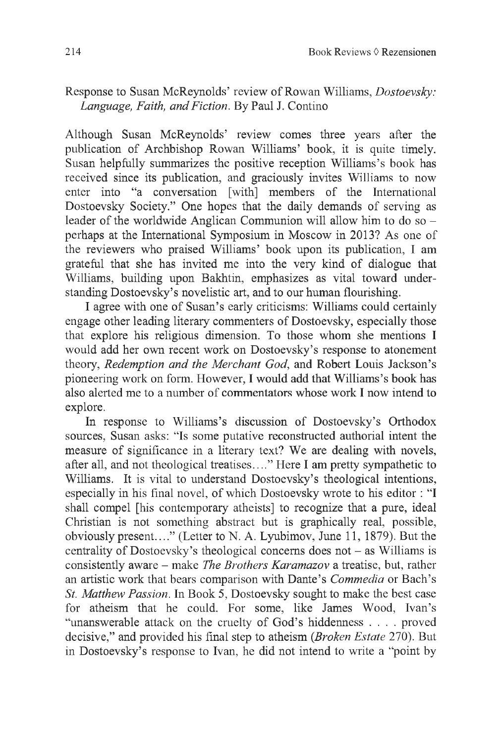Response to Susan McReynolds' review of Rowan Williams, *Dostoevsky: Language, Faith, and Fiction*. By Paul J. Contino

Although Susan McReynolds' review comes three years after the publication of Archbishop Rowan Williams' book, it is quite timely. Susan helpfully summarizes the positive reception Williams's book has received since its publication, and graciously invites Williams to now enter into "a conversation [with] members of the International Dostoevsky Society." One hopes that the daily demands of serving as leader of the worldwide Anglican Communion will allow him to do so – perhaps at the International Symposium in Moscow in 2013? As one of the reviewers who praised Williams' book upon its publication, I am grateful that she has invited me into the very kind of dialogue that Williams, building upon Bakhtin, emphasizes as vital toward understanding Dostoevsky's novelistic art, and to our human flourishing.

I agree with one of Susan's early criticisms: Williams could certainly engage other leading literary commenters of Dostoevsky, especially those that explore his religious dimension. To those whom she mentions I would add her own recent work on Dostoevsky's response to atonement theory, *Redemption and the Merchant God*, and Robert Louis Jackson's pioneering work on form. However, I would add that Williams's book has also alerted me to a number of commentators whose work I now intend to explore.

In response to Williams's discussion of Dostoevsky's Orthodox sources, Susan asks: "Is some putative reconstructed authorial intent the measure of significance in a literary text? We are dealing with novels, after all, and not theological treatises…." Here I am pretty sympathetic to Williams. It is vital to understand Dostoevsky's theological intentions, especially in his final novel, of which Dostoevsky wrote to his editor : "I shall compel [his contemporary atheists] to recognize that a pure, ideal Christian is not something abstract but is graphically real, possible, obviously present…." (Letter to N. A. Lyubimov, June 11, 1879). But the centrality of Dostoevsky's theological concerns does not – as Williams is consistently aware – make *The Brothers Karamazov* a treatise, but, rather an artistic work that bears comparison with Dante's *Commedia* or Bach's *St. Matthew Passion*. In Book 5, Dostoevsky sought to make the best case for atheism that he could. For some, like James Wood, Ivan's "unanswerable attack on the cruelty of God's hiddenness . . . . proved decisive," and provided his final step to atheism (*Broken Estate* 270). But in Dostoevsky's response to Ivan, he did not intend to write a "point by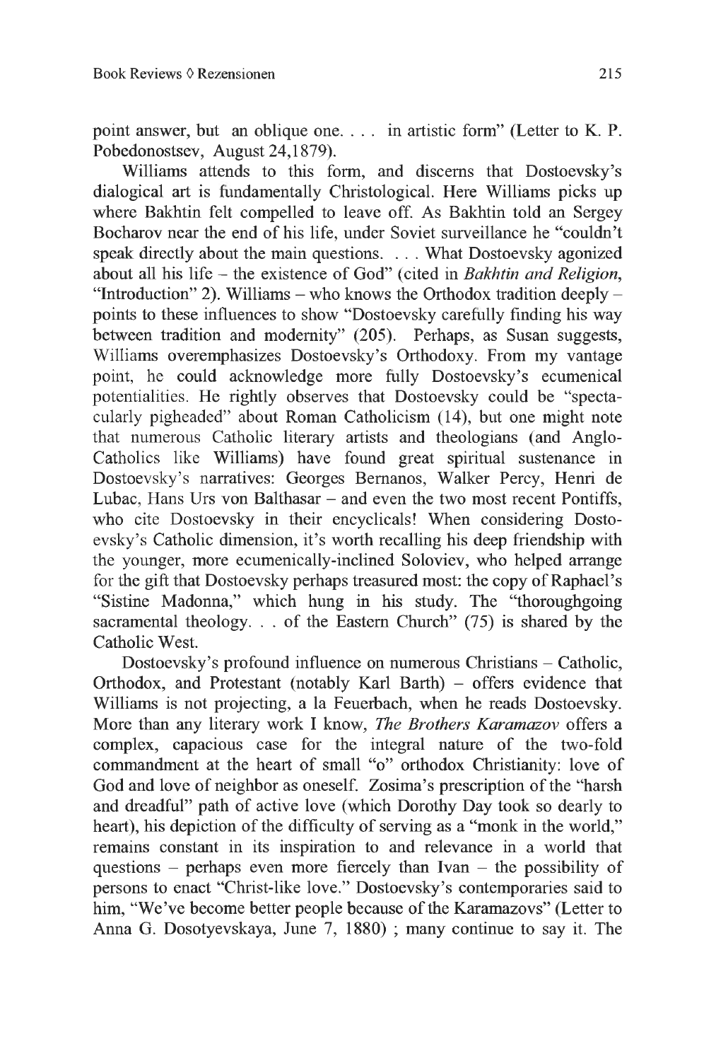point answer, but an oblique one. . . . in artistic form" (Letter to K. P. Pobedonostsev, August 24,1879).

Williams attends to this form, and discerns that Dostoevsky's dialogical art is fundamentally Christological. Here Williams picks up where Bakhtin felt compelled to leave off. As Bakhtin told an Sergey Bocharov near the end of his life, under Soviet surveillance he "couldn't speak directly about the main questions. . . . What Dostoevsky agonized about all his life – the existence of God" (cited in *Bakhtin and Religion*, "Introduction" 2). Williams – who knows the Orthodox tradition deeply – points to these influences to show "Dostoevsky carefully finding his way between tradition and modernity" (205). Perhaps, as Susan suggests, Williams overemphasizes Dostoevsky's Orthodoxy. From my vantage point, he could acknowledge more fully Dostoevsky's ecumenical potentialities. He rightly observes that Dostoevsky could be "spectacularly pigheaded" about Roman Catholicism (14), but one might note that numerous Catholic literary artists and theologians (and Anglo-Catholics like Williams) have found great spiritual sustenance in Dostoevsky's narratives: Georges Bernanos, Walker Percy, Henri de Lubac, Hans Urs von Balthasar – and even the two most recent Pontiffs, who cite Dostoevsky in their encyclicals! When considering Dostoevsky's Catholic dimension, it's worth recalling his deep friendship with the younger, more ecumenically-inclined Soloviev, who helped arrange for the gift that Dostoevsky perhaps treasured most: the copy of Raphael's "Sistine Madonna," which hung in his study. The "thoroughgoing sacramental theology. . . of the Eastern Church" (75) is shared by the Catholic West.

Dostoevsky's profound influence on numerous Christians – Catholic, Orthodox, and Protestant (notably Karl Barth) – offers evidence that Williams is not projecting, a la Feuerbach, when he reads Dostoevsky. More than any literary work I know, *The Brothers Karamazov* offers a complex, capacious case for the integral nature of the two-fold commandment at the heart of small "o" orthodox Christianity: love of God and love of neighbor as oneself. Zosima's prescription of the "harsh and dreadful" path of active love (which Dorothy Day took so dearly to heart), his depiction of the difficulty of serving as a "monk in the world," remains constant in its inspiration to and relevance in a world that questions – perhaps even more fiercely than Ivan – the possibility of persons to enact "Christ-like love." Dostoevsky's contemporaries said to him, "We've become better people because of the Karamazovs" (Letter to Anna G. Dosotyevskaya, June 7, 1880) ; many continue to say it. The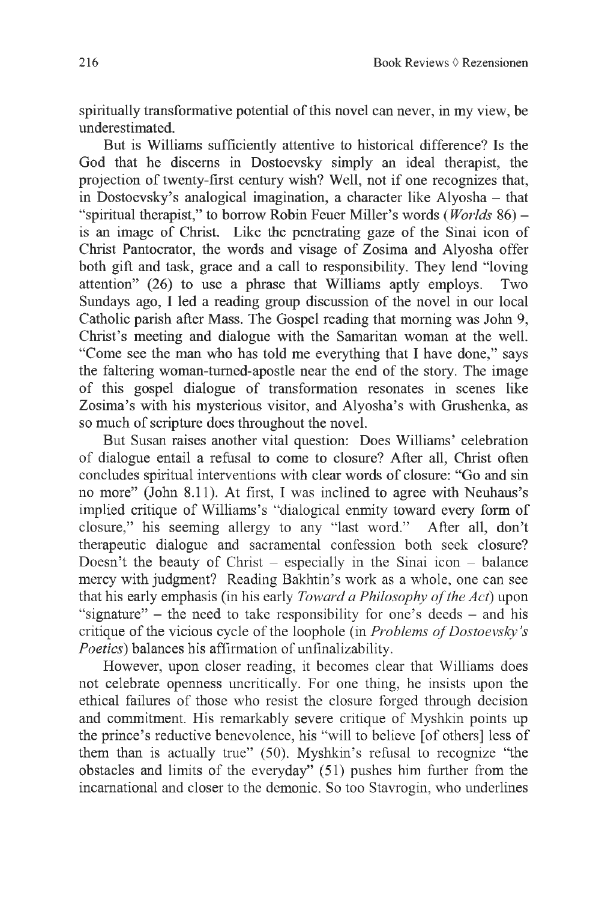spiritually transformative potential of this novel can never, in my view, be underestimated.

But is Williams sufficiently attentive to historical difference? Is the God that he discerns in Dostoevsky simply an ideal therapist, the projection of twenty-first century wish? Well, not if one recognizes that, in Dostoevsky's analogical imagination, a character like Alyosha – that "spiritual therapist," to borrow Robin Feuer Miller's words (*Worlds* 86) – is an image of Christ. Like the penetrating gaze of the Sinai icon of Christ Pantocrator, the words and visage of Zosima and Alyosha offer both gift and task, grace and a call to responsibility. They lend "loving attention" (26) to use a phrase that Williams aptly employs. Two Sundays ago, I led a reading group discussion of the novel in our local Catholic parish after Mass. The Gospel reading that morning was John 9, Christ's meeting and dialogue with the Samaritan woman at the well. "Come see the man who has told me everything that I have done," says the faltering woman-turned-apostle near the end of the story. The image of this gospel dialogue of transformation resonates in scenes like Zosima's with his mysterious visitor, and Alyosha's with Grushenka, as so much of scripture does throughout the novel.

But Susan raises another vital question: Does Williams' celebration of dialogue entail a refusal to come to closure? After all, Christ often concludes spiritual interventions with clear words of closure: "Go and sin no more" (John 8.11). At first, I was inclined to agree with Neuhaus's implied critique of Williams's "dialogical enmity toward every form of closure," his seeming allergy to any "last word." After all, don't therapeutic dialogue and sacramental confession both seek closure? Doesn't the beauty of Christ – especially in the Sinai icon – balance mercy with judgment? Reading Bakhtin's work as a whole, one can see that his early emphasis (in his early *Toward a Philosophy of the Act*) upon "signature" – the need to take responsibility for one's deeds – and his critique of the vicious cycle of the loophole (in *Problems of Dostoevsky's Poetics*) balances his affirmation of unfinalizability.

However, upon closer reading, it becomes clear that Williams does not celebrate openness uncritically. For one thing, he insists upon the ethical failures of those who resist the closure forged through decision and commitment. His remarkably severe critique of Myshkin points up the prince's reductive benevolence, his "will to believe [of others] less of them than is actually true" (50). Myshkin's refusal to recognize "the obstacles and limits of the everyday" (51) pushes him further from the incarnational and closer to the demonic. So too Stavrogin, who underlines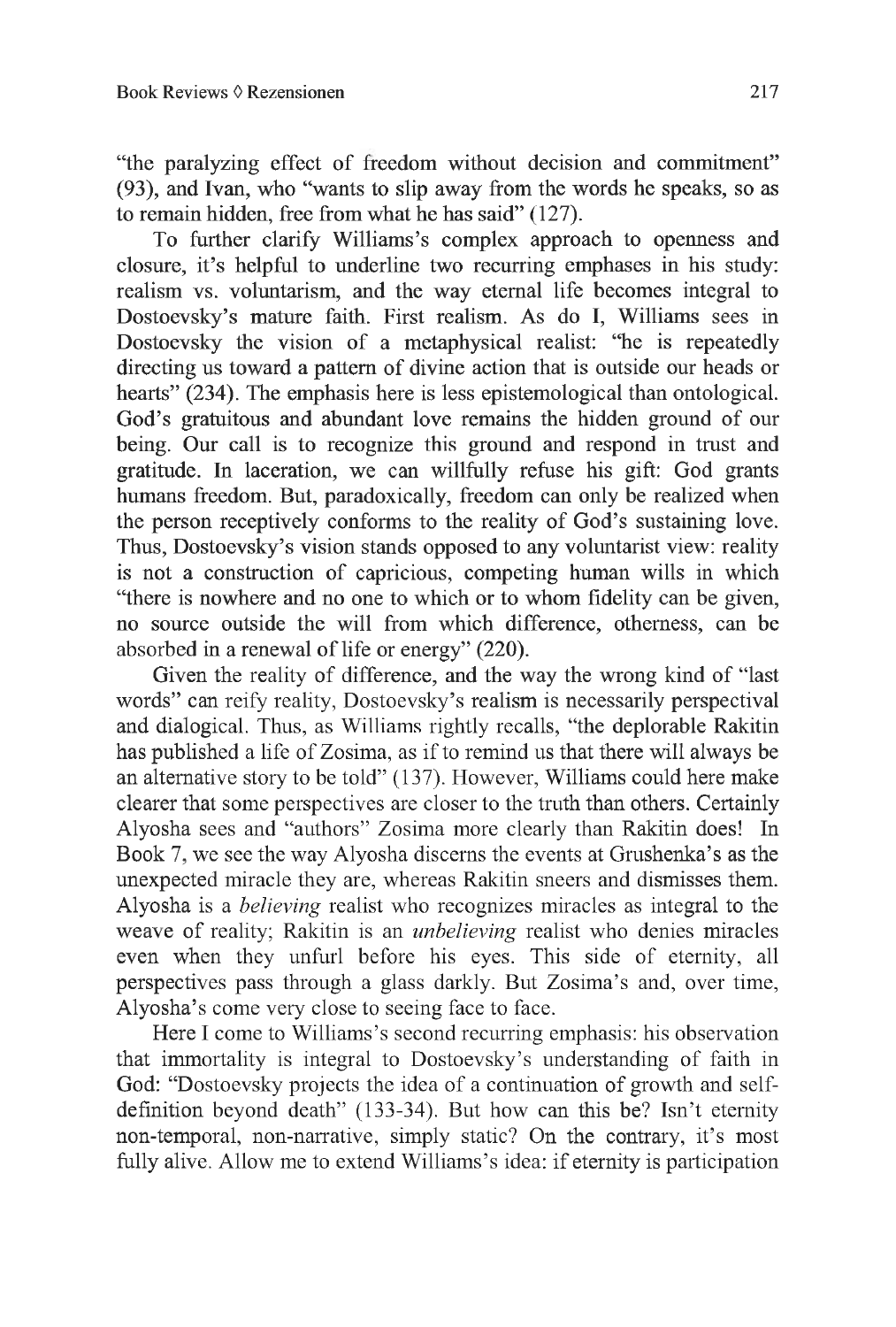"the paralyzing effect of freedom without decision and commitment" (93), and Ivan, who "wants to slip away from the words he speaks, so as to remain hidden, free from what he has said" (127).

To further clarify Williams's complex approach to openness and closure, it's helpful to underline two recurring emphases in his study: realism vs. voluntarism, and the way eternal life becomes integral to Dostoevsky's mature faith. First realism. As do I, Williams sees in Dostoevsky the vision of a metaphysical realist: "he is repeatedly directing us toward a pattern of divine action that is outside our heads or hearts" (234). The emphasis here is less epistemological than ontological. God's gratuitous and abundant love remains the hidden ground of our being. Our call is to recognize this ground and respond in trust and gratitude. In laceration, we can willfully refuse his gift: God grants humans freedom. But, paradoxically, freedom can only be realized when the person receptively conforms to the reality of God's sustaining love. Thus, Dostoevsky's vision stands opposed to any voluntarist view: reality is not a construction of capricious, competing human wills in which "there is nowhere and no one to which or to whom fidelity can be given, no source outside the will from which difference, otherness, can be absorbed in a renewal of life or energy" (220).

Given the reality of difference, and the way the wrong kind of "last words" can reify reality, Dostoevsky's realism is necessarily perspectival and dialogical. Thus, as Williams rightly recalls, "the deplorable Rakitin has published a life of Zosima, as if to remind us that there will always be an alternative story to be told" (137). However, Williams could here make clearer that some perspectives are closer to the truth than others. Certainly Alyosha sees and "authors" Zosima more clearly than Rakitin does! In Book 7, we see the way Alyosha discerns the events at Grushenka's as the unexpected miracle they are, whereas Rakitin sneers and dismisses them. Alyosha is a *believing* realist who recognizes miracles as integral to the weave of reality; Rakitin is an *unbelieving* realist who denies miracles even when they unfurl before his eyes. This side of eternity, all perspectives pass through a glass darkly. But Zosima's and, over time, Alyosha's come very close to seeing face to face.

Here I come to Williams's second recurring emphasis: his observation that immortality is integral to Dostoevsky's understanding of faith in God: "Dostoevsky projects the idea of a continuation of growth and self-definition beyond death" (133-34). But how can this be? Isn't eternity non-temporal, non-narrative, simply static? On the contrary, it's most fully alive. Allow me to extend Williams's idea: if eternity is participation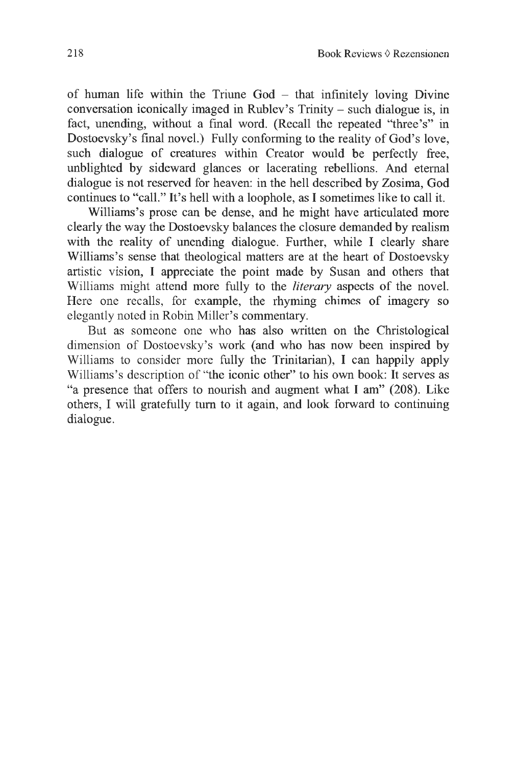of human life within the Triune God – that infinitely loving Divine conversation iconically imaged in Rublev's Trinity – such dialogue is, in fact, unending, without a final word. (Recall the repeated "three's" in Dostoevsky's final novel.) Fully conforming to the reality of God's love, such dialogue of creatures within Creator would be perfectly free, unblighted by sideward glances or lacerating rebellions. And eternal dialogue is not reserved for heaven: in the hell described by Zosima, God continues to "call." It's hell with a loophole, as I sometimes like to call it.

Williams's prose can be dense, and he might have articulated more clearly the way the Dostoevsky balances the closure demanded by realism with the reality of unending dialogue. Further, while I clearly share Williams's sense that theological matters are at the heart of Dostoevsky artistic vision, I appreciate the point made by Susan and others that Williams might attend more fully to the *literary* aspects of the novel. Here one recalls, for example, the rhyming chimes of imagery so elegantly noted in Robin Miller's commentary.

But as someone one who has also written on the Christological dimension of Dostoevsky's work (and who has now been inspired by Williams to consider more fully the Trinitarian), I can happily apply Williams's description of "the iconic other" to his own book: It serves as "a presence that offers to nourish and augment what I am" (208). Like others, I will gratefully turn to it again, and look forward to continuing dialogue.